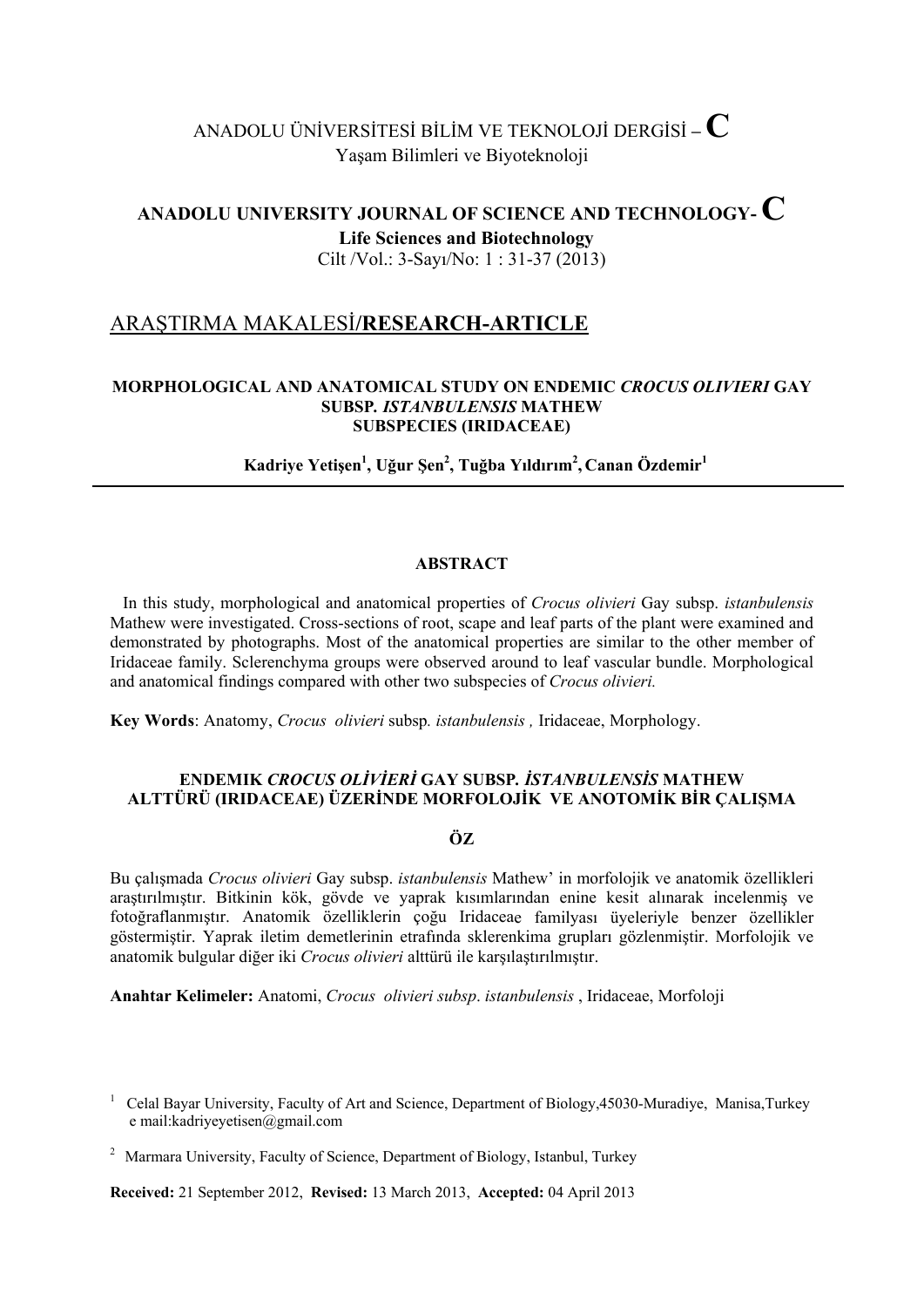ANADOLU ÜNİVERSİTESİ BİLİM VE TEKNOLOJİ DERGİSİ – **C**
Yaşam Bilimleri ve Biyoteknoloji

**ANADOLU UNIVERSITY JOURNAL OF SCIENCE AND TECHNOLOGY- C**
**Life Sciences and Biotechnology**
Cilt /Vol.: 3-Sayı/No: 1 : 31-37 (2013)

ARAŞTIRMA MAKALESİ/**RESEARCH-ARTICLE**

# MORPHOLOGICAL AND ANATOMICAL STUDY ON ENDEMIC *CROCUS OLIVIERI* GAY SUBSP. *ISTANBULENSIS* MATHEW SUBSPECIES (IRIDACEAE)

**Kadriye Yetişen[1], Uğur Şen[2], Tuğba Yıldırım[2], Canan Özdemir[1]**

## ABSTRACT

In this study, morphological and anatomical properties of *Crocus olivieri* Gay subsp. *istanbulensis* Mathew were investigated. Cross-sections of root, scape and leaf parts of the plant were examined and demonstrated by photographs. Most of the anatomical properties are similar to the other member of Iridaceae family. Sclerenchyma groups were observed around to leaf vascular bundle. Morphological and anatomical findings compared with other two subspecies of *Crocus olivieri.*

**Key Words**: Anatomy, *Crocus olivieri* subsp*. istanbulensis ,* Iridaceae, Morphology.

## ENDEMIK *CROCUS OLİVİERİ* GAY SUBSP. *İSTANBULENSİS* MATHEW ALTTÜRÜ (IRIDACEAE) ÜZERİNDE MORFOLOJİK VE ANOTOMİK BİR ÇALIŞMA

## ÖZ

Bu çalışmada *Crocus olivieri* Gay subsp. *istanbulensis* Mathew' in morfolojik ve anatomik özellikleri araştırılmıştır. Bitkinin kök, gövde ve yaprak kısımlarından enine kesit alınarak incelenmiş ve fotoğraflanmıştır. Anatomik özelliklerin çoğu Iridaceae familyası üyeleriyle benzer özellikler göstermiştir. Yaprak iletim demetlerinin etrafında sklerenkima grupları gözlenmiştir. Morfolojik ve anatomik bulgular diğer iki *Crocus olivieri* alttürü ile karşılaştırılmıştır.

**Anahtar Kelimeler:** Anatomi, *Crocus olivieri subsp*. *istanbulensis* , Iridaceae, Morfoloji

[1] Celal Bayar University, Faculty of Art and Science, Department of Biology,45030-Muradiye, Manisa,Turkey e mail:kadriyeyetisen@gmail.com

[2] Marmara University, Faculty of Science, Department of Biology, Istanbul, Turkey

**Received:** 21 September 2012, **Revised:** 13 March 2013, **Accepted:** 04 April 2013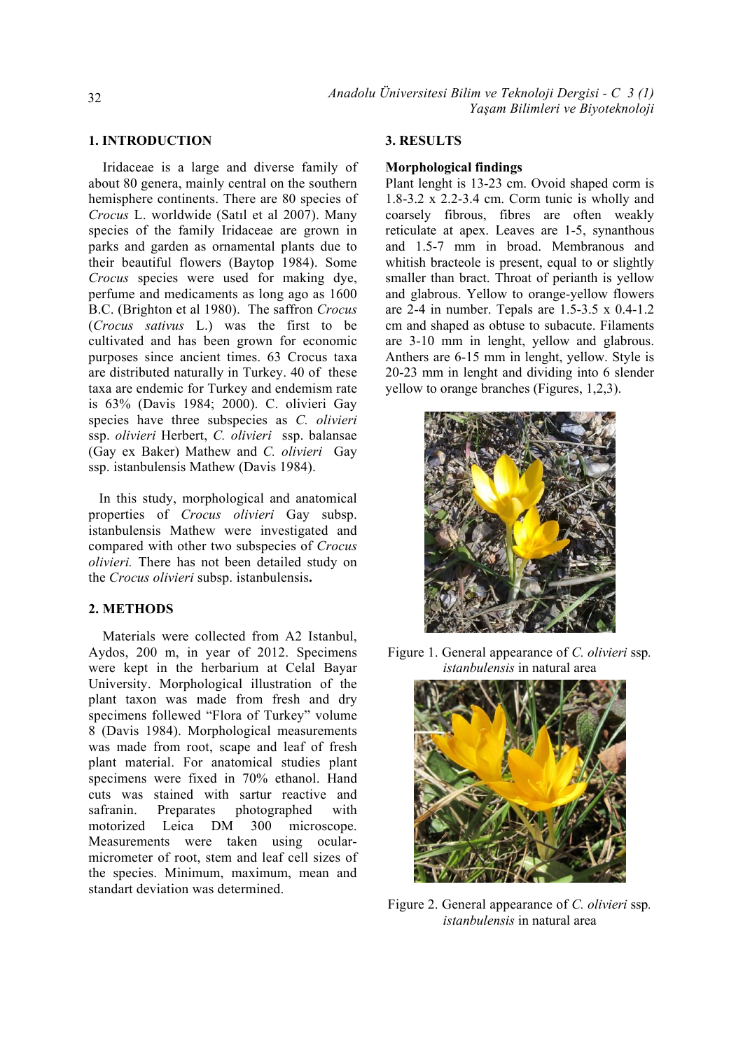## 1. INTRODUCTION

Iridaceae is a large and diverse family of about 80 genera, mainly central on the southern hemisphere continents. There are 80 species of *Crocus* L. worldwide (Satıl et al 2007). Many species of the family Iridaceae are grown in parks and garden as ornamental plants due to their beautiful flowers (Baytop 1984). Some *Crocus* species were used for making dye, perfume and medicaments as long ago as 1600 B.C. (Brighton et al 1980). The saffron *Crocus* (*Crocus sativus* L.) was the first to be cultivated and has been grown for economic purposes since ancient times. 63 Crocus taxa are distributed naturally in Turkey. 40 of these taxa are endemic for Turkey and endemism rate is 63% (Davis 1984; 2000). C. olivieri Gay species have three subspecies as *C. olivieri* ssp. *olivieri* Herbert, *C. olivieri* ssp. balansae (Gay ex Baker) Mathew and *C. olivieri* Gay ssp. istanbulensis Mathew (Davis 1984).

In this study, morphological and anatomical properties of *Crocus olivieri* Gay subsp. istanbulensis Mathew were investigated and compared with other two subspecies of *Crocus olivieri.* There has not been detailed study on the *Crocus olivieri* subsp. istanbulensis**.**

## 2. METHODS

Materials were collected from A2 Istanbul, Aydos, 200 m, in year of 2012. Specimens were kept in the herbarium at Celal Bayar University. Morphological illustration of the plant taxon was made from fresh and dry specimens followed "Flora of Turkey" volume 8 (Davis 1984). Morphological measurements was made from root, scape and leaf of fresh plant material. For anatomical studies plant specimens were fixed in 70% ethanol. Hand cuts was stained with sartur reactive and safranin. Preparates photographed with motorized Leica DM 300 microscope. Measurements were taken using ocular-micrometer of root, stem and leaf cell sizes of the species. Minimum, maximum, mean and standart deviation was determined.

## 3. RESULTS

**Morphological findings**

Plant lenght is 13-23 cm. Ovoid shaped corm is 1.8-3.2 x 2.2-3.4 cm. Corm tunic is wholly and coarsely fibrous, fibres are often weakly reticulate at apex. Leaves are 1-5, synanthous and 1.5-7 mm in broad. Membranous and whitish bracteole is present, equal to or slightly smaller than bract. Throat of perianth is yellow and glabrous. Yellow to orange-yellow flowers are 2-4 in number. Tepals are 1.5-3.5 x 0.4-1.2 cm and shaped as obtuse to subacute. Filaments are 3-10 mm in lenght, yellow and glabrous. Anthers are 6-15 mm in lenght, yellow. Style is 20-23 mm in lenght and dividing into 6 slender yellow to orange branches (Figures, 1,2,3).

Figure 1. General appearance of *C. olivieri* ssp. *istanbulensis* in natural area

Figure 2. General appearance of *C. olivieri* ssp. *istanbulensis* in natural area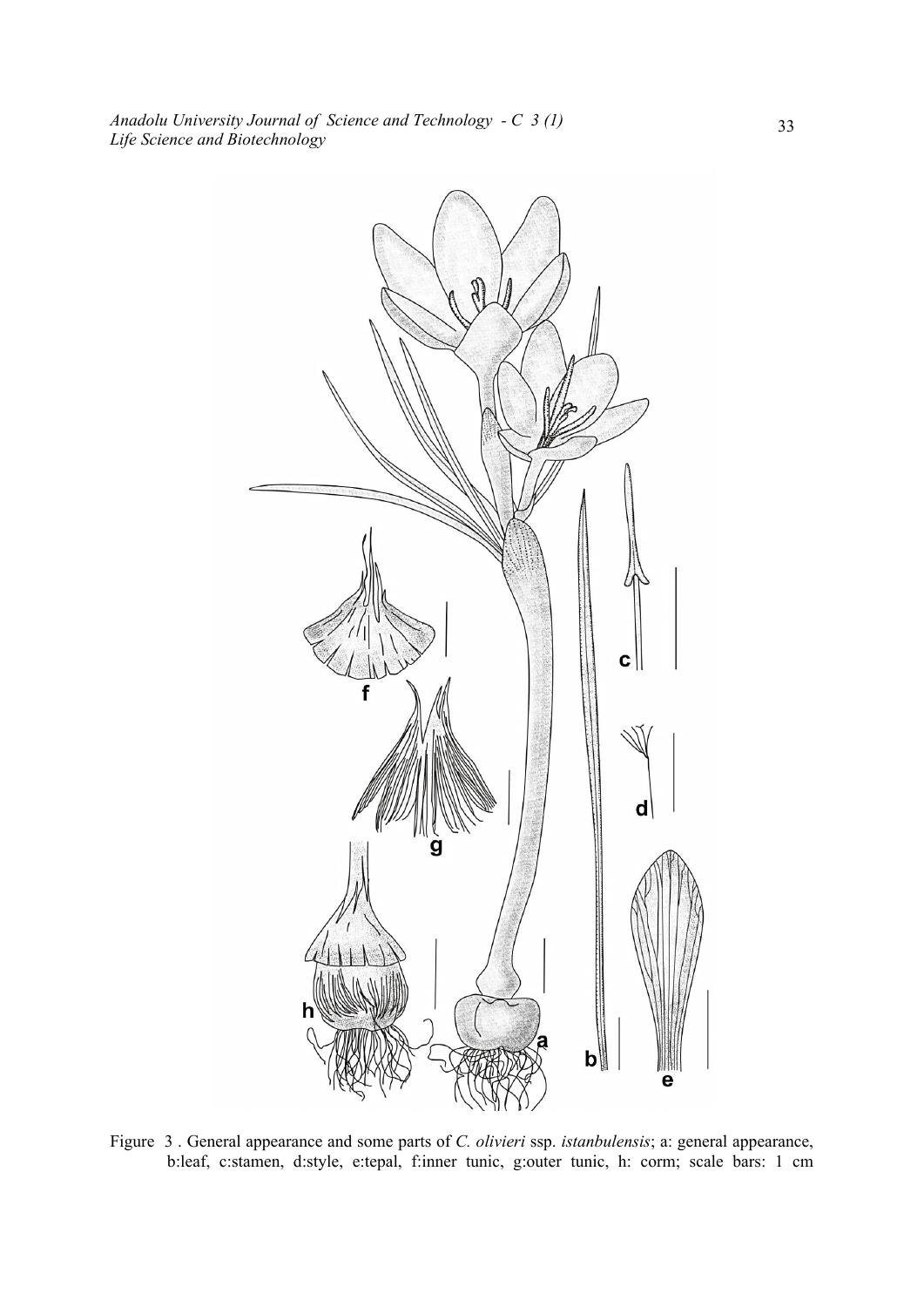Figure 3 . General appearance and some parts of *C. olivieri* ssp. *istanbulensis*; a: general appearance, b:leaf, c:stamen, d:style, e:tepal, f:inner tunic, g:outer tunic, h: corm; scale bars: 1 cm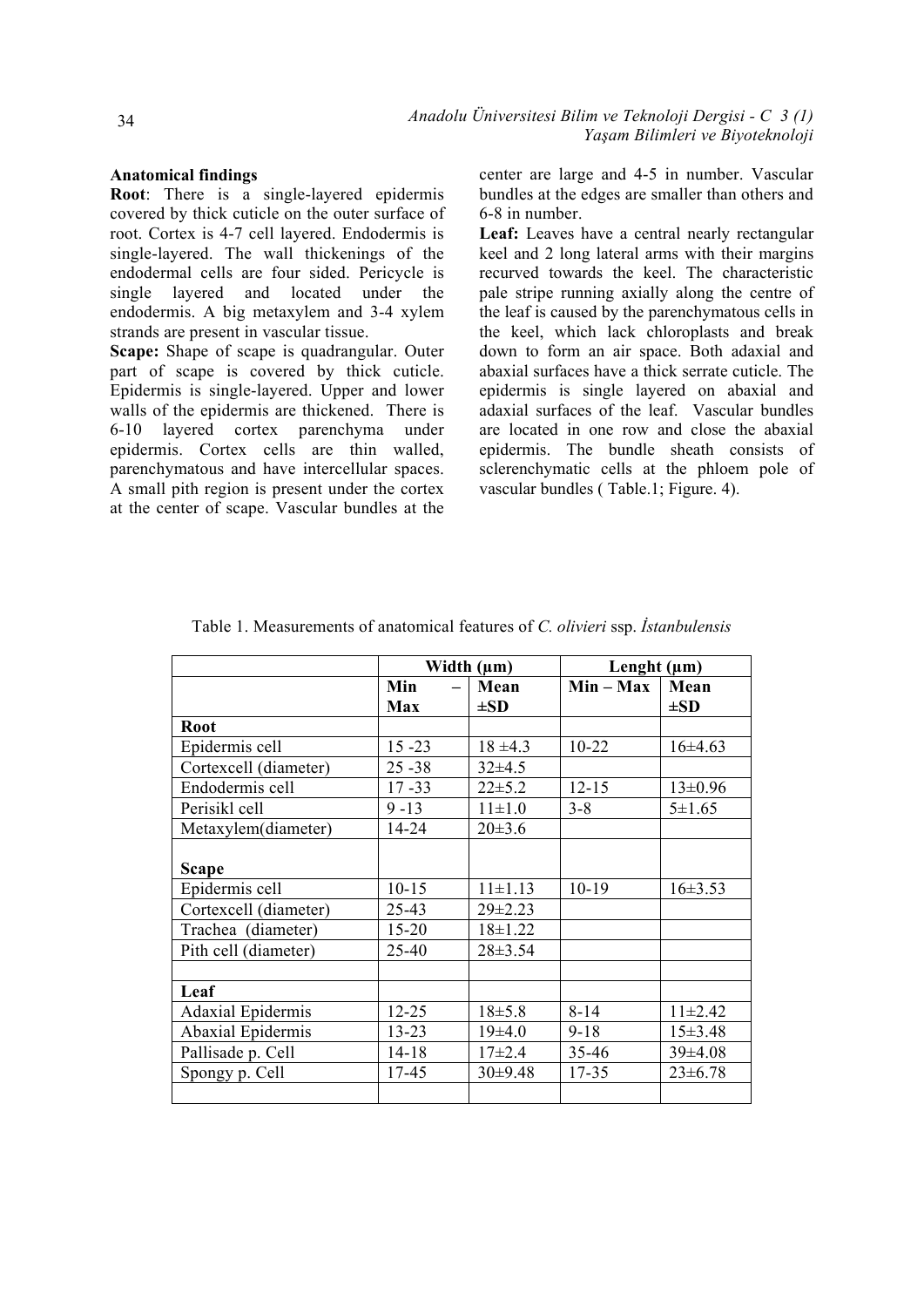**Anatomical findings**

**Root**: There is a single-layered epidermis covered by thick cuticle on the outer surface of root. Cortex is 4-7 cell layered. Endodermis is single-layered. The wall thickenings of the endodermal cells are four sided. Pericycle is single layered and located under the endodermis. A big metaxylem and 3-4 xylem strands are present in vascular tissue.

**Scape:** Shape of scape is quadrangular. Outer part of scape is covered by thick cuticle. Epidermis is single-layered. Upper and lower walls of the epidermis are thickened. There is 6-10 layered cortex parenchyma under epidermis. Cortex cells are thin walled, parenchymatous and have intercellular spaces. A small pith region is present under the cortex at the center of scape. Vascular bundles at the center are large and 4-5 in number. Vascular bundles at the edges are smaller than others and 6-8 in number.

**Leaf:** Leaves have a central nearly rectangular keel and 2 long lateral arms with their margins recurved towards the keel. The characteristic pale stripe running axially along the centre of the leaf is caused by the parenchymatous cells in the keel, which lack chloroplasts and break down to form an air space. Both adaxial and abaxial surfaces have a thick serrate cuticle. The epidermis is single layered on abaxial and adaxial surfaces of the leaf. Vascular bundles are located in one row and close the abaxial epidermis. The bundle sheath consists of sclerenchymatic cells at the phloem pole of vascular bundles ( Table.1; Figure. 4).

Table 1. Measurements of anatomical features of *C. olivieri* ssp. *İstanbulensis*

| | **Width (µm)** | | **Lenght (µm)** | |
|---|---|---|---|---|
| | **Min – Max** | **Mean ±SD** | **Min – Max** | **Mean ±SD** |
| **Root** | | | | |
| Epidermis cell | 15 -23 | 18 ±4.3 | 10-22 | 16±4.63 |
| Cortexcell (diameter) | 25 -38 | 32±4.5 | | |
| Endodermis cell | 17 -33 | 22±5.2 | 12-15 | 13±0.96 |
| Perisikl cell | 9 -13 | 11±1.0 | 3-8 | 5±1.65 |
| Metaxylem(diameter) | 14-24 | 20±3.6 | | |
| **Scape** | | | | |
| Epidermis cell | 10-15 | 11±1.13 | 10-19 | 16±3.53 |
| Cortexcell (diameter) | 25-43 | 29±2.23 | | |
| Trachea (diameter) | 15-20 | 18±1.22 | | |
| Pith cell (diameter) | 25-40 | 28±3.54 | | |
| | | | | |
| **Leaf** | | | | |
| Adaxial Epidermis | 12-25 | 18±5.8 | 8-14 | 11±2.42 |
| Abaxial Epidermis | 13-23 | 19±4.0 | 9-18 | 15±3.48 |
| Pallisade p. Cell | 14-18 | 17±2.4 | 35-46 | 39±4.08 |
| Spongy p. Cell | 17-45 | 30±9.48 | 17-35 | 23±6.78 |
| | | | | |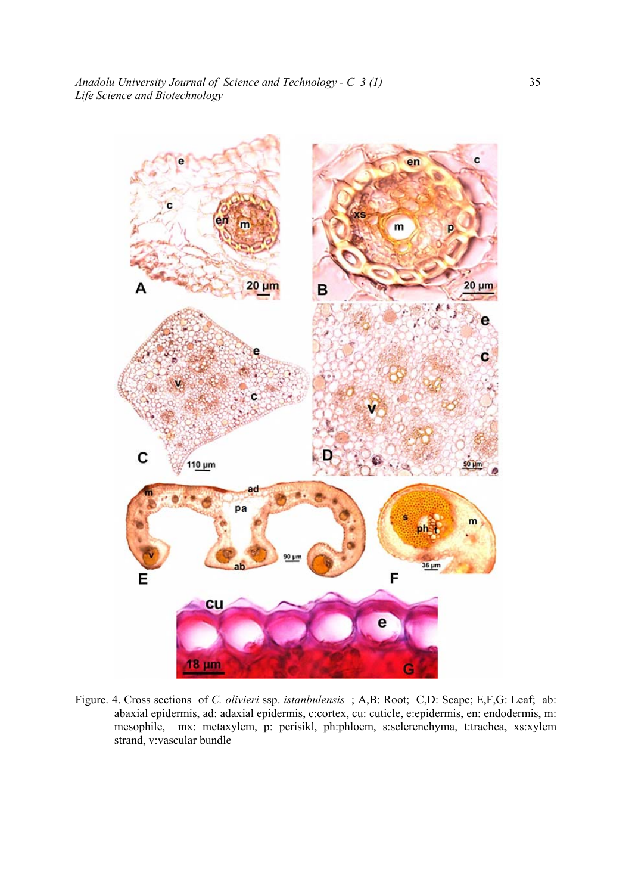Figure. 4. Cross sections of *C. olivieri* ssp. *istanbulensis* ; A,B: Root; C,D: Scape; E,F,G: Leaf; ab: abaxial epidermis, ad: adaxial epidermis, c:cortex, cu: cuticle, e:epidermis, en: endodermis, m: mesophile, mx: metaxylem, p: perisikl, ph:phloem, s:sclerenchyma, t:trachea, xs:xylem strand, v:vascular bundle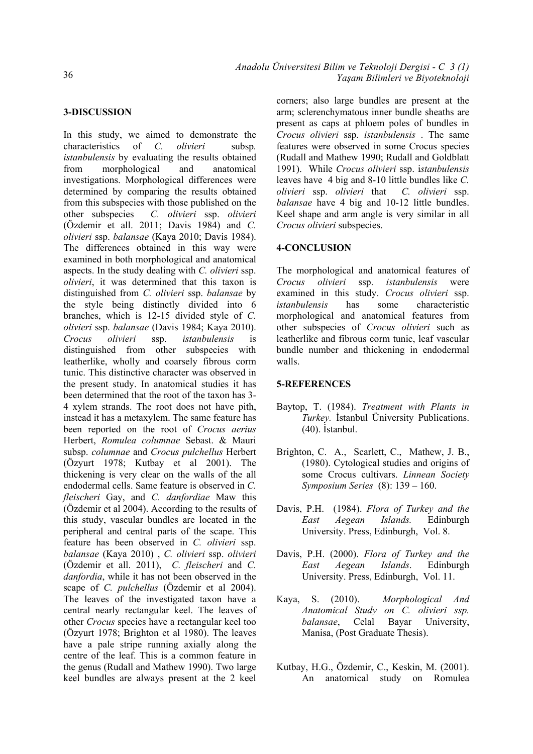## 3-DISCUSSION

In this study, we aimed to demonstrate the characteristics of *C. olivieri* subsp. *istanbulensis* by evaluating the results obtained from morphological and anatomical investigations. Morphological differences were determined by comparing the results obtained from this subspecies with those published on the other subspecies *C. olivieri* ssp. *olivieri* (Özdemir et all. 2011; Davis 1984) and *C. olivieri* ssp. *balansae* (Kaya 2010; Davis 1984). The differences obtained in this way were examined in both morphological and anatomical aspects. In the study dealing with *C. olivieri* ssp. *olivieri*, it was determined that this taxon is distinguished from *C. olivieri* ssp. *balansae* by the style being distinctly divided into 6 branches, which is 12-15 divided style of *C. olivieri* ssp. *balansae* (Davis 1984; Kaya 2010). *Crocus olivieri* ssp. *istanbulensis* is distinguished from other subspecies with leatherlike, wholly and coarsely fibrous corm tunic. This distinctive character was observed in the present study. In anatomical studies it has been determined that the root of the taxon has 3-4 xylem strands. The root does not have pith, instead it has a metaxylem. The same feature has been reported on the root of *Crocus aerius* Herbert, *Romulea columnae* Sebast. & Mauri subsp. *columnae* and *Crocus pulchellus* Herbert (Özyurt 1978; Kutbay et al 2001). The thickening is very clear on the walls of the all endodermal cells. Same feature is observed in *C. fleischeri* Gay, and *C. danfordiae* Maw this (Özdemir et al 2004). According to the results of this study, vascular bundles are located in the peripheral and central parts of the scape. This feature has been observed in *C. olivieri* ssp. *balansae* (Kaya 2010) , *C. olivieri* ssp. *olivieri* (Özdemir et all. 2011), *C. fleischeri* and *C. danfordia*, while it has not been observed in the scape of *C. pulchellus* (Özdemir et al 2004). The leaves of the investigated taxon have a central nearly rectangular keel. The leaves of other *Crocus* species have a rectangular keel too (Özyurt 1978; Brighton et al 1980). The leaves have a pale stripe running axially along the centre of the leaf. This is a common feature in the genus (Rudall and Mathew 1990). Two large keel bundles are always present at the 2 keel corners; also large bundles are present at the arm; sclerenchymatous inner bundle sheaths are present as caps at phloem poles of bundles in *Crocus olivieri* ssp. *istanbulensis* . The same features were observed in some Crocus species (Rudall and Mathew 1990; Rudall and Goldblatt 1991). While *Crocus olivieri* ssp. *istanbulensis* leaves have 4 big and 8-10 little bundles like *C. olivieri* ssp. *olivieri* that *C. olivieri* ssp. *balansae* have 4 big and 10-12 little bundles. Keel shape and arm angle is very similar in all *Crocus olivieri* subspecies.

## 4-CONCLUSION

The morphological and anatomical features of *Crocus olivieri* ssp. *istanbulensis* were examined in this study. *Crocus olivieri* ssp. *istanbulensis* has some characteristic morphological and anatomical features from other subspecies of *Crocus olivieri* such as leatherlike and fibrous corm tunic, leaf vascular bundle number and thickening in endodermal walls.

## 5-REFERENCES

Baytop, T. (1984). *Treatment with Plants in Turkey*. İstanbul Üniversity Publications. (40). İstanbul.

Brighton, C. A., Scarlett, C., Mathew, J. B., (1980). Cytological studies and origins of some Crocus cultivars. *Linnean Society Symposium Series* (8): 139 – 160.

Davis, P.H. (1984). *Flora of Turkey and the East Aegean Islands.* Edinburgh University. Press, Edinburgh, Vol. 8.

Davis, P.H. (2000). *Flora of Turkey and the East Aegean Islands*. Edinburgh University. Press, Edinburgh, Vol. 11.

Kaya, S. (2010). *Morphological And Anatomical Study on C. olivieri ssp. balansae*, Celal Bayar University, Manisa, (Post Graduate Thesis).

Kutbay, H.G., Özdemir, C., Keskin, M. (2001). An anatomical study on Romulea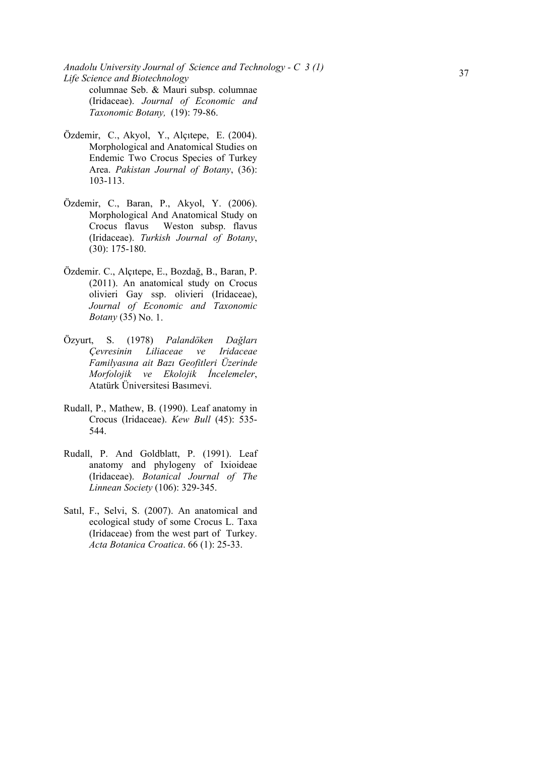columnae Seb. & Mauri subsp. columnae (Iridaceae). *Journal of Economic and Taxonomic Botany,* (19): 79-86.

Özdemir, C., Akyol, Y., Alçıtepe, E. (2004). Morphological and Anatomical Studies on Endemic Two Crocus Species of Turkey Area. *Pakistan Journal of Botany*, (36): 103-113.

Özdemir, C., Baran, P., Akyol, Y. (2006). Morphological And Anatomical Study on Crocus flavus Weston subsp. flavus (Iridaceae). *Turkish Journal of Botany*, (30): 175-180.

Özdemir. C., Alçıtepe, E., Bozdağ, B., Baran, P. (2011). An anatomical study on Crocus olivieri Gay ssp. olivieri (Iridaceae), *Journal of Economic and Taxonomic Botany* (35) No. 1.

Özyurt, S. (1978) *Palandöken Dağları Çevresinin Liliaceae ve Iridaceae Familyasına ait Bazı Geofitleri Üzerinde Morfolojik ve Ekolojik İncelemeler*, Atatürk Üniversitesi Basımevi.

Rudall, P., Mathew, B. (1990). Leaf anatomy in Crocus (Iridaceae). *Kew Bull* (45): 535-544.

Rudall, P. And Goldblatt, P. (1991). Leaf anatomy and phylogeny of Ixioideae (Iridaceae). *Botanical Journal of The Linnean Society* (106): 329-345.

Satıl, F., Selvi, S. (2007). An anatomical and ecological study of some Crocus L. Taxa (Iridaceae) from the west part of Turkey. *Acta Botanica Croatica*. 66 (1): 25-33.